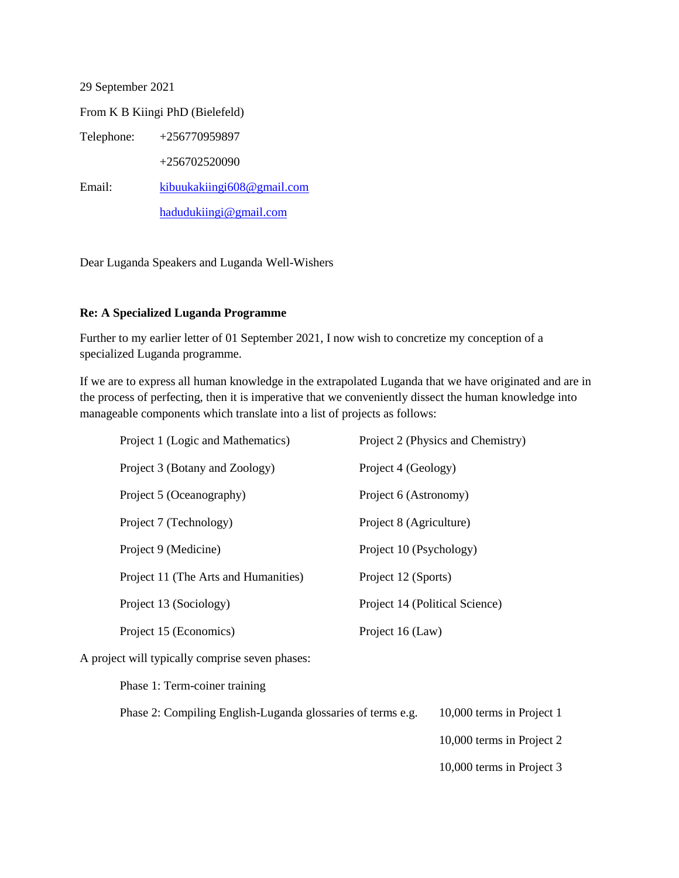29 September 2021

From K B Kiingi PhD (Bielefeld)

Telephone: +256770959897

+256702520090

Email: kibuukakiingi608@gmail.com

hadudukiingi@gmail.com

Dear Luganda Speakers and Luganda Well-Wishers

**Re: A Specialized Luganda Programme**

Further to my earlier letter of 01 September 2021, I now wish to concretize my conception of a specialized Luganda programme.

If we are to express all human knowledge in the extrapolated Luganda that we have originated and are in the process of perfecting, then it is imperative that we conveniently dissect the human knowledge into manageable components which translate into a list of projects as follows:

- Project 1 (Logic and Mathematics)
- Project 2 (Physics and Chemistry)
- Project 3 (Botany and Zoology)
- Project 4 (Geology)
- Project 5 (Oceanography)
- Project 6 (Astronomy)
- Project 7 (Technology)
- Project 8 (Agriculture)
- Project 9 (Medicine)
- Project 10 (Psychology)
- Project 11 (The Arts and Humanities)
- Project 12 (Sports)
- Project 13 (Sociology)
- Project 14 (Political Science)
- Project 15 (Economics)
- Project 16 (Law)

A project will typically comprise seven phases:

Phase 1: Term-coiner training

Phase 2: Compiling English-Luganda glossaries of terms e.g.
- 10,000 terms in Project 1
- 10,000 terms in Project 2
- 10,000 terms in Project 3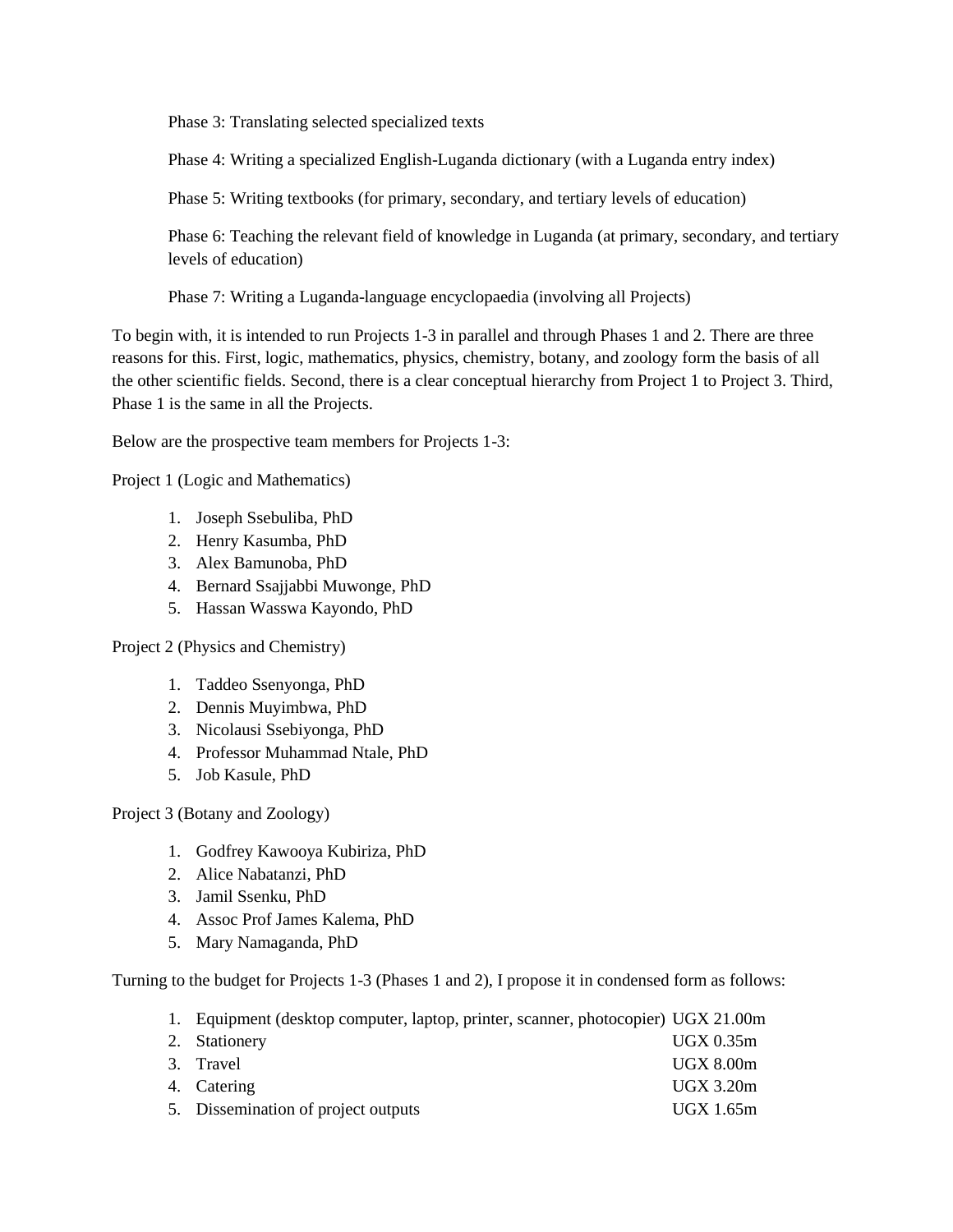Phase 3: Translating selected specialized texts

Phase 4: Writing a specialized English-Luganda dictionary (with a Luganda entry index)

Phase 5: Writing textbooks (for primary, secondary, and tertiary levels of education)

Phase 6: Teaching the relevant field of knowledge in Luganda (at primary, secondary, and tertiary levels of education)

Phase 7: Writing a Luganda-language encyclopaedia (involving all Projects)

To begin with, it is intended to run Projects 1-3 in parallel and through Phases 1 and 2. There are three reasons for this. First, logic, mathematics, physics, chemistry, botany, and zoology form the basis of all the other scientific fields. Second, there is a clear conceptual hierarchy from Project 1 to Project 3. Third, Phase 1 is the same in all the Projects.

Below are the prospective team members for Projects 1-3:

Project 1 (Logic and Mathematics)

1. Joseph Ssebuliba, PhD
2. Henry Kasumba, PhD
3. Alex Bamunoba, PhD
4. Bernard Ssajjabbi Muwonge, PhD
5. Hassan Wasswa Kayondo, PhD

Project 2 (Physics and Chemistry)

1. Taddeo Ssenyonga, PhD
2. Dennis Muyimbwa, PhD
3. Nicolausi Ssebiyonga, PhD
4. Professor Muhammad Ntale, PhD
5. Job Kasule, PhD

Project 3 (Botany and Zoology)

1. Godfrey Kawooya Kubiriza, PhD
2. Alice Nabatanzi, PhD
3. Jamil Ssenku, PhD
4. Assoc Prof James Kalema, PhD
5. Mary Namaganda, PhD

Turning to the budget for Projects 1-3 (Phases 1 and 2), I propose it in condensed form as follows:

1. Equipment (desktop computer, laptop, printer, scanner, photocopier) UGX 21.00m
2. Stationery UGX 0.35m
3. Travel UGX 8.00m
4. Catering UGX 3.20m
5. Dissemination of project outputs UGX 1.65m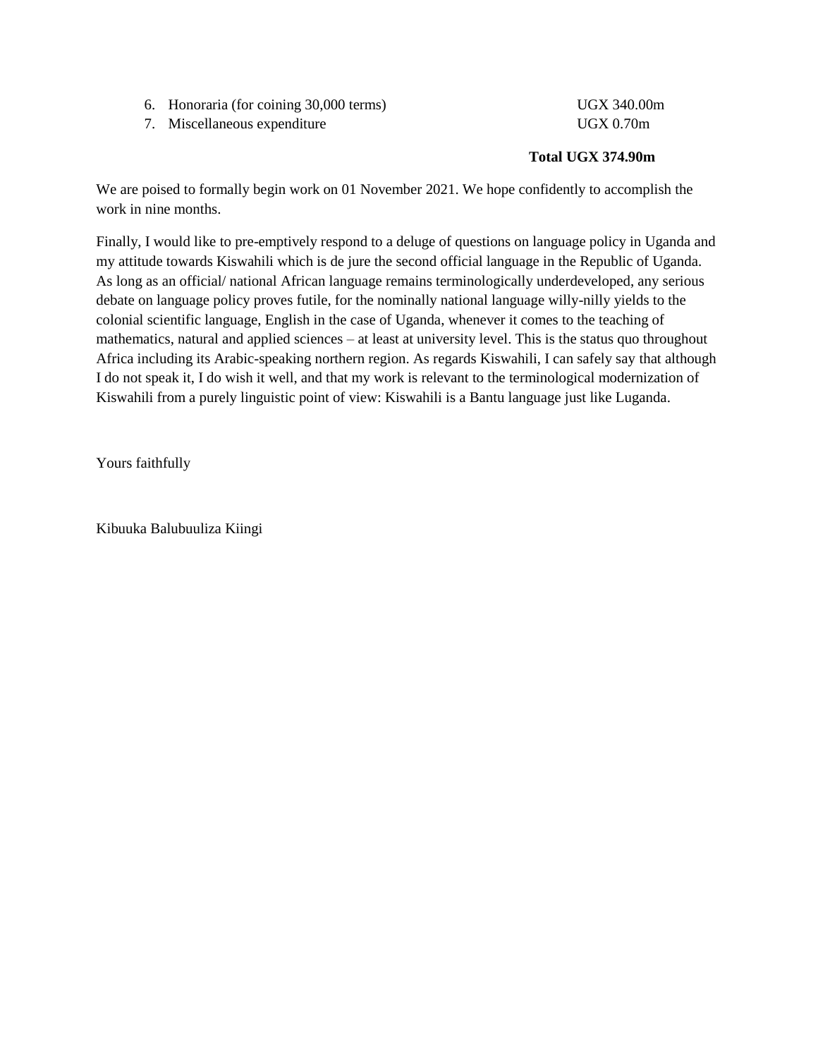6. Honoraria (for coining 30,000 terms) UGX 340.00m
7. Miscellaneous expenditure UGX 0.70m

**Total UGX 374.90m**

We are poised to formally begin work on 01 November 2021. We hope confidently to accomplish the work in nine months.

Finally, I would like to pre-emptively respond to a deluge of questions on language policy in Uganda and my attitude towards Kiswahili which is de jure the second official language in the Republic of Uganda. As long as an official/ national African language remains terminologically underdeveloped, any serious debate on language policy proves futile, for the nominally national language willy-nilly yields to the colonial scientific language, English in the case of Uganda, whenever it comes to the teaching of mathematics, natural and applied sciences – at least at university level. This is the status quo throughout Africa including its Arabic-speaking northern region. As regards Kiswahili, I can safely say that although I do not speak it, I do wish it well, and that my work is relevant to the terminological modernization of Kiswahili from a purely linguistic point of view: Kiswahili is a Bantu language just like Luganda.

Yours faithfully

Kibuuka Balubuuliza Kiingi